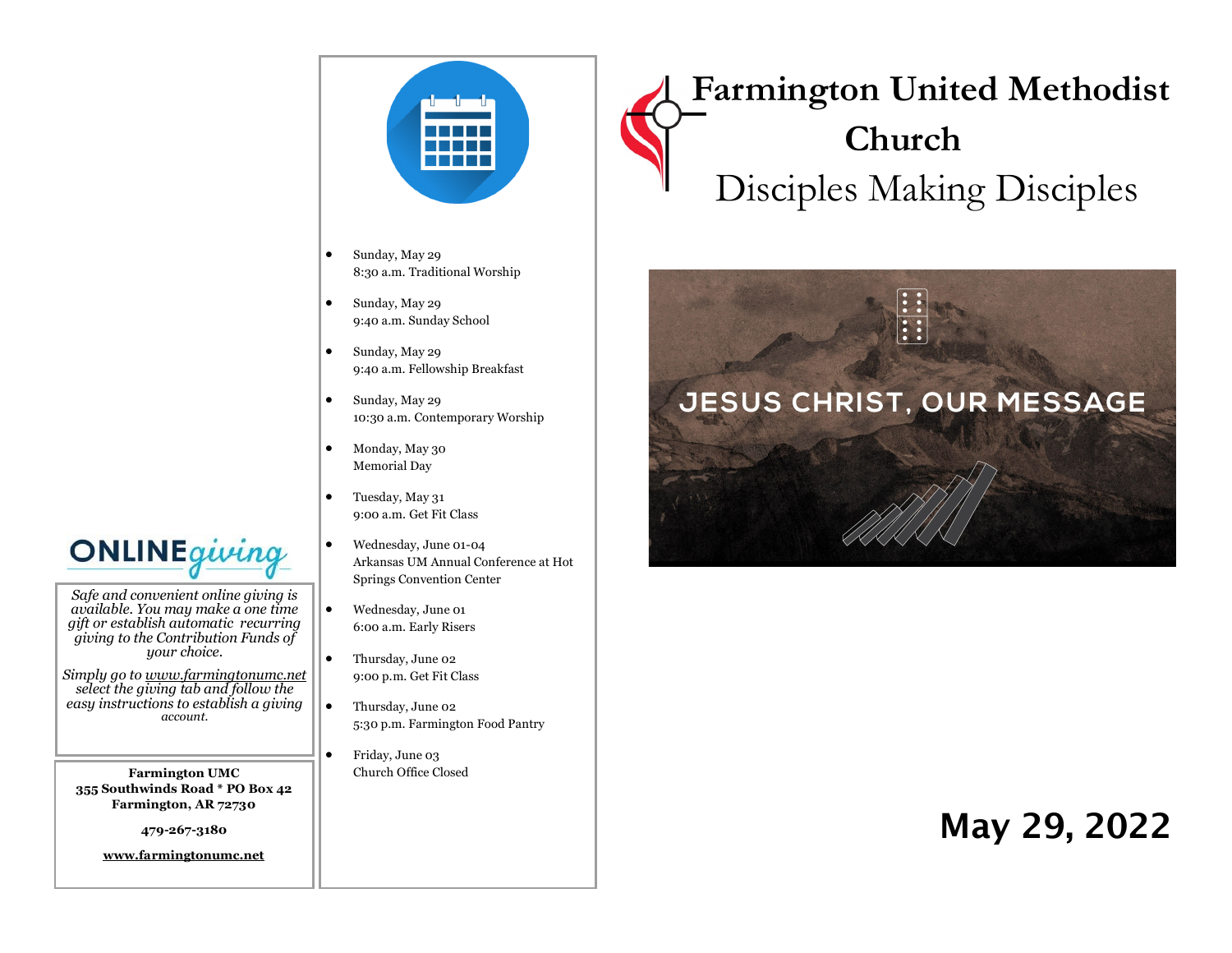ONLINE giving

*Safe and convenient online giving is available. You may make a one time gift or establish automatic recurring giving to the Contribution Funds of your choice.*

*Simply go to www.farmingtonumc.net select the giving tab and follow the easy instructions to establish a giving account.*

**Farmington UMC**
**355 Southwinds Road * PO Box 42**
**Farmington, AR 72730**

**479-267-3180**

**www.farmingtonumc.net**

- Sunday, May 29
  8:30 a.m. Traditional Worship
- Sunday, May 29
  9:40 a.m. Sunday School
- Sunday, May 29
  9:40 a.m. Fellowship Breakfast
- Sunday, May 29
  10:30 a.m. Contemporary Worship
- Monday, May 30
  Memorial Day
- Tuesday, May 31
  9:00 a.m. Get Fit Class
- Wednesday, June 01-04
  Arkansas UM Annual Conference at Hot Springs Convention Center
- Wednesday, June 01
  6:00 a.m. Early Risers
- Thursday, June 02
  9:00 p.m. Get Fit Class
- Thursday, June 02
  5:30 p.m. Farmington Food Pantry
- Friday, June 03
  Church Office Closed

# Farmington United Methodist Church

## Disciples Making Disciples

JESUS CHRIST, OUR MESSAGE

## May 29, 2022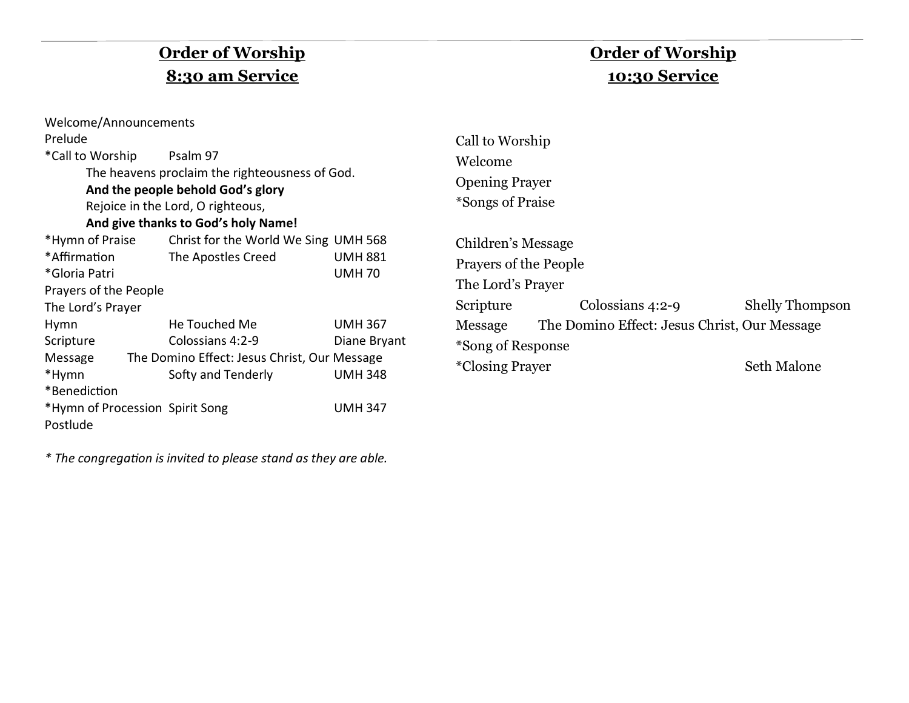## Order of Worship
## 8:30 am Service

Welcome/Announcements
Prelude
*Call to Worship Psalm 97

The heavens proclaim the righteousness of God.
**And the people behold God's glory**
Rejoice in the Lord, O righteous,
**And give thanks to God's holy Name!**

| | | |
|---|---|---|
| *Hymn of Praise | Christ for the World We Sing | UMH 568 |
| *Affirmation | The Apostles Creed | UMH 881 |
| *Gloria Patri | | UMH 70 |
| Prayers of the People | | |
| The Lord's Prayer | | |
| Hymn | He Touched Me | UMH 367 |
| Scripture | Colossians 4:2-9 | Diane Bryant |
| Message | The Domino Effect: Jesus Christ, Our Message | |
| *Hymn | Softy and Tenderly | UMH 348 |
| *Benediction | | |
| *Hymn of Procession | Spirit Song | UMH 347 |
| Postlude | | |

*\* The congregation is invited to please stand as they are able.*

## Order of Worship
## 10:30 Service

Call to Worship
Welcome
Opening Prayer
*Songs of Praise

Children's Message
Prayers of the People
The Lord's Prayer
Scripture Colossians 4:2-9 Shelly Thompson
Message The Domino Effect: Jesus Christ, Our Message
*Song of Response
*Closing Prayer Seth Malone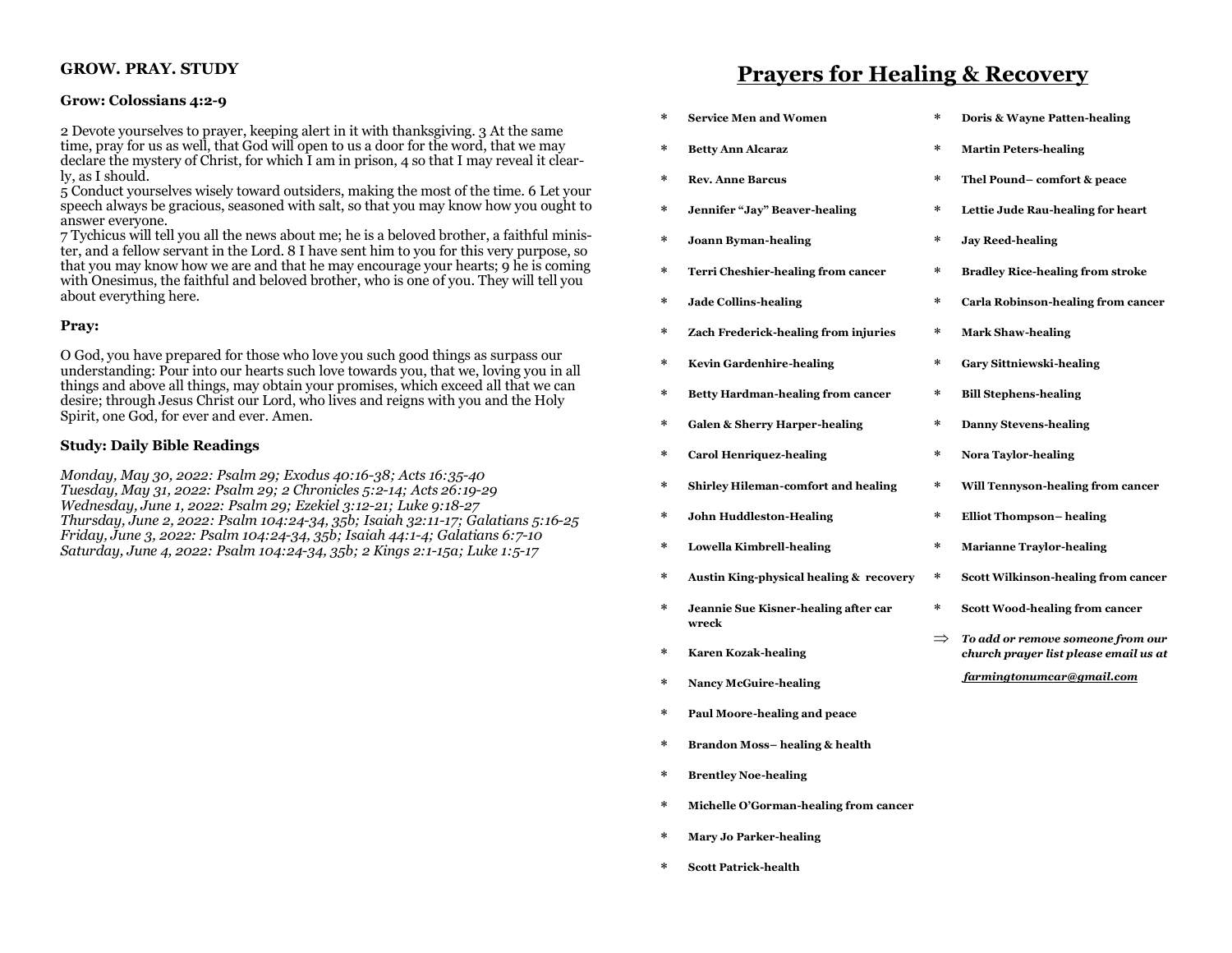## GROW. PRAY. STUDY

### Grow: Colossians 4:2-9

2 Devote yourselves to prayer, keeping alert in it with thanksgiving. 3 At the same time, pray for us as well, that God will open to us a door for the word, that we may declare the mystery of Christ, for which I am in prison, 4 so that I may reveal it clearly, as I should.
5 Conduct yourselves wisely toward outsiders, making the most of the time. 6 Let your speech always be gracious, seasoned with salt, so that you may know how you ought to answer everyone.
7 Tychicus will tell you all the news about me; he is a beloved brother, a faithful minister, and a fellow servant in the Lord. 8 I have sent him to you for this very purpose, so that you may know how we are and that he may encourage your hearts; 9 he is coming with Onesimus, the faithful and beloved brother, who is one of you. They will tell you about everything here.

### Pray:

O God, you have prepared for those who love you such good things as surpass our understanding: Pour into our hearts such love towards you, that we, loving you in all things and above all things, may obtain your promises, which exceed all that we can desire; through Jesus Christ our Lord, who lives and reigns with you and the Holy Spirit, one God, for ever and ever. Amen.

### Study: Daily Bible Readings

*Monday, May 30, 2022: Psalm 29; Exodus 40:16-38; Acts 16:35-40*
*Tuesday, May 31, 2022: Psalm 29; 2 Chronicles 5:2-14; Acts 26:19-29*
*Wednesday, June 1, 2022: Psalm 29; Ezekiel 3:12-21; Luke 9:18-27*
*Thursday, June 2, 2022: Psalm 104:24-34, 35b; Isaiah 32:11-17; Galatians 5:16-25*
*Friday, June 3, 2022: Psalm 104:24-34, 35b; Isaiah 44:1-4; Galatians 6:7-10*
*Saturday, June 4, 2022: Psalm 104:24-34, 35b; 2 Kings 2:1-15a; Luke 1:5-17*

# Prayers for Healing & Recovery

* **Service Men and Women**
* **Betty Ann Alcaraz**
* **Rev. Anne Barcus**
* **Jennifer "Jay" Beaver-healing**
* **Joann Byman-healing**
* **Terri Cheshier-healing from cancer**
* **Jade Collins-healing**
* **Zach Frederick-healing from injuries**
* **Kevin Gardenhire-healing**
* **Betty Hardman-healing from cancer**
* **Galen & Sherry Harper-healing**
* **Carol Henriquez-healing**
* **Shirley Hileman-comfort and healing**
* **John Huddleston-Healing**
* **Lowella Kimbrell-healing**
* **Austin King-physical healing & recovery**
* **Jeannie Sue Kisner-healing after car wreck**
* **Karen Kozak-healing**
* **Nancy McGuire-healing**
* **Paul Moore-healing and peace**
* **Brandon Moss– healing & health**
* **Brentley Noe-healing**
* **Michelle O'Gorman-healing from cancer**
* **Mary Jo Parker-healing**
* **Scott Patrick-health**
* **Doris & Wayne Patten-healing**
* **Martin Peters-healing**
* **Thel Pound– comfort & peace**
* **Lettie Jude Rau-healing for heart**
* **Jay Reed-healing**
* **Bradley Rice-healing from stroke**
* **Carla Robinson-healing from cancer**
* **Mark Shaw-healing**
* **Gary Sittniewski-healing**
* **Bill Stephens-healing**
* **Danny Stevens-healing**
* **Nora Taylor-healing**
* **Will Tennyson-healing from cancer**
* **Elliot Thompson– healing**
* **Marianne Traylor-healing**
* **Scott Wilkinson-healing from cancer**
* **Scott Wood-healing from cancer**

⇒ ***To add or remove someone from our church prayer list please email us at*** ***farmingtonumcar@gmail.com***